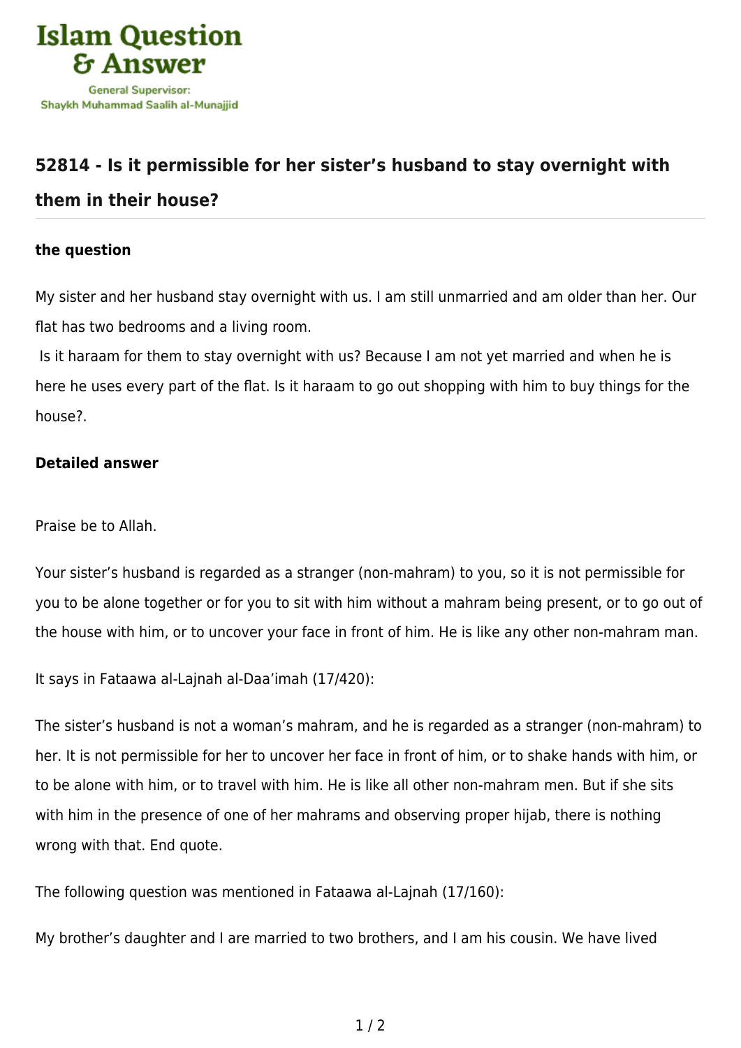Islam Question & Answer

General Supervisor: Shaykh Muhammad Saalih al-Munajjid

## 52814 - Is it permissible for her sister's husband to stay overnight with them in their house?

### the question

My sister and her husband stay overnight with us. I am still unmarried and am older than her. Our flat has two bedrooms and a living room.

Is it haraam for them to stay overnight with us? Because I am not yet married and when he is here he uses every part of the flat. Is it haraam to go out shopping with him to buy things for the house?.

### Detailed answer

Praise be to Allah.

Your sister's husband is regarded as a stranger (non-mahram) to you, so it is not permissible for you to be alone together or for you to sit with him without a mahram being present, or to go out of the house with him, or to uncover your face in front of him. He is like any other non-mahram man.

It says in Fataawa al-Lajnah al-Daa'imah (17/420):

The sister's husband is not a woman's mahram, and he is regarded as a stranger (non-mahram) to her. It is not permissible for her to uncover her face in front of him, or to shake hands with him, or to be alone with him, or to travel with him. He is like all other non-mahram men. But if she sits with him in the presence of one of her mahrams and observing proper hijab, there is nothing wrong with that. End quote.

The following question was mentioned in Fataawa al-Lajnah (17/160):

My brother's daughter and I are married to two brothers, and I am his cousin. We have lived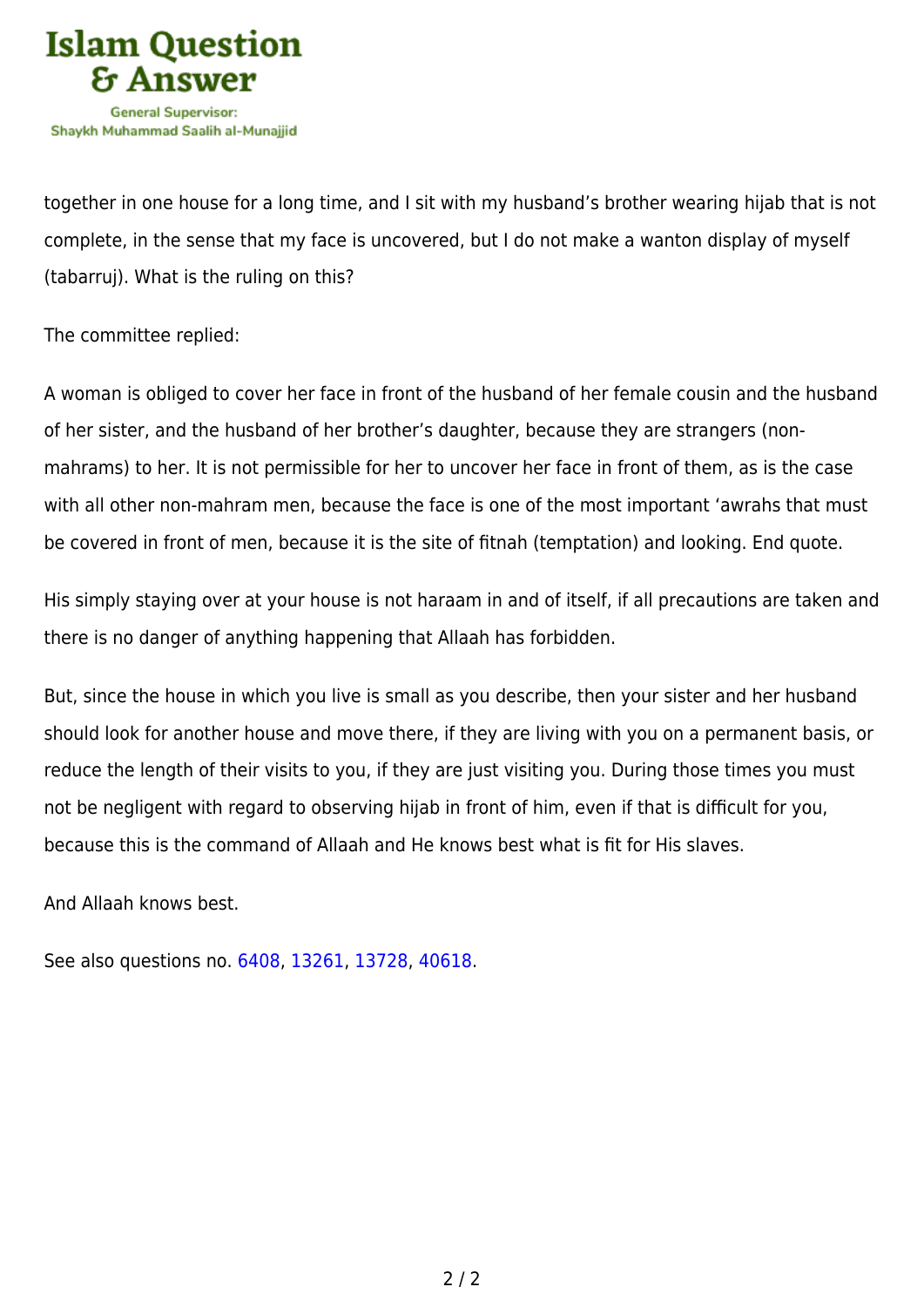together in one house for a long time, and I sit with my husband's brother wearing hijab that is not complete, in the sense that my face is uncovered, but I do not make a wanton display of myself (tabarruj). What is the ruling on this?

The committee replied:

A woman is obliged to cover her face in front of the husband of her female cousin and the husband of her sister, and the husband of her brother's daughter, because they are strangers (non-mahrams) to her. It is not permissible for her to uncover her face in front of them, as is the case with all other non-mahram men, because the face is one of the most important 'awrahs that must be covered in front of men, because it is the site of fitnah (temptation) and looking. End quote.

His simply staying over at your house is not haraam in and of itself, if all precautions are taken and there is no danger of anything happening that Allaah has forbidden.

But, since the house in which you live is small as you describe, then your sister and her husband should look for another house and move there, if they are living with you on a permanent basis, or reduce the length of their visits to you, if they are just visiting you. During those times you must not be negligent with regard to observing hijab in front of him, even if that is difficult for you, because this is the command of Allaah and He knows best what is fit for His slaves.

And Allaah knows best.

See also questions no. 6408, 13261, 13728, 40618.